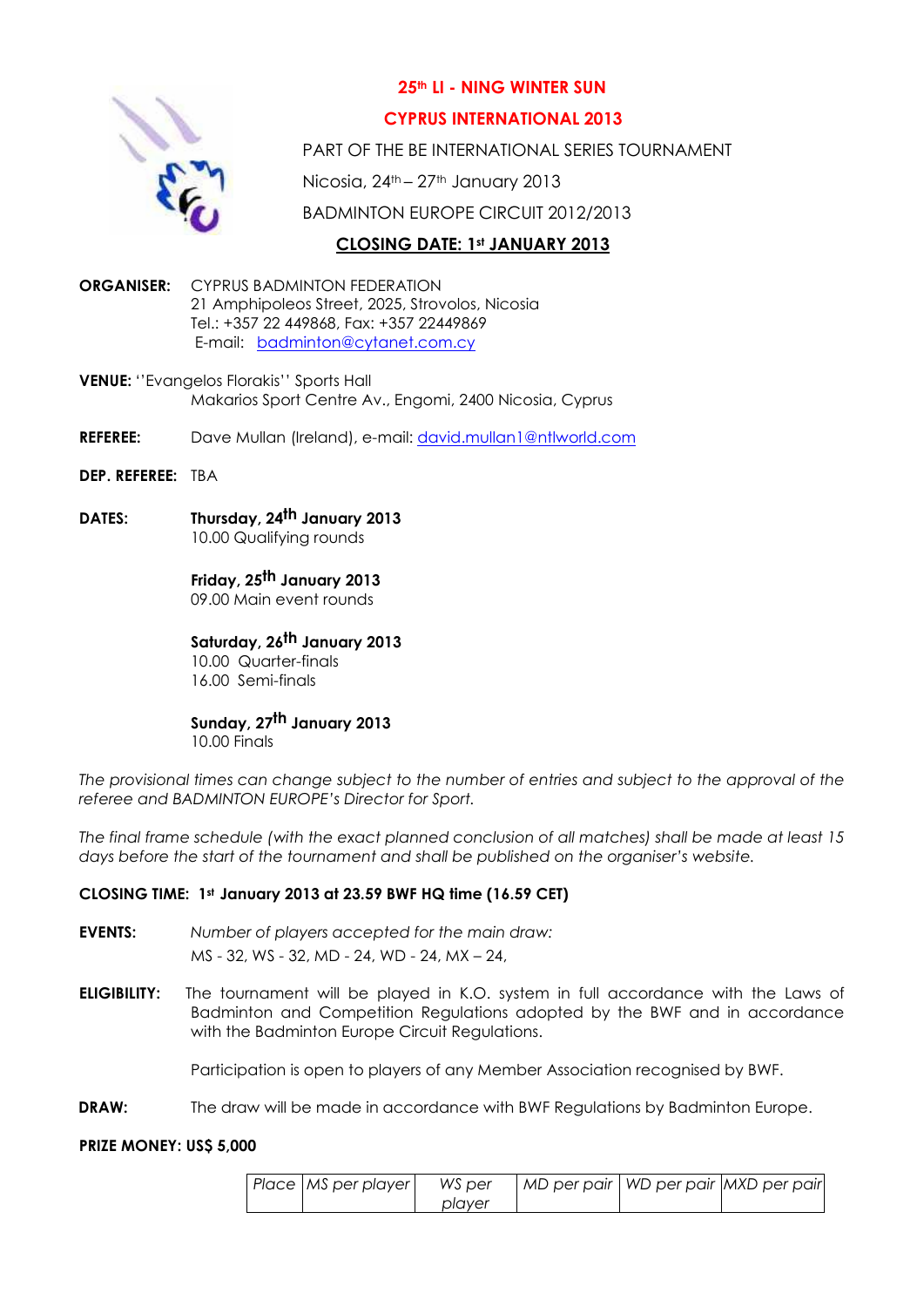## 25th LI - NING WINTER SUN

## CYPRUS INTERNATIONAL 2013

PART OF THE BE INTERNATIONAL SERIES TOURNAMENT

Nicosia, 24th – 27th January 2013

BADMINTON EUROPE CIRCUIT 2012/2013

**CLOSING DATE: 1st JANUARY 2013**

**ORGANISER:** CYPRUS BADMINTON FEDERATION
21 Amphipoleos Street, 2025, Strovolos, Nicosia
Tel.: +357 22 449868, Fax: +357 22449869
E-mail: badminton@cytanet.com.cy

**VENUE:** ''Evangelos Florakis'' Sports Hall
Makarios Sport Centre Av., Engomi, 2400 Nicosia, Cyprus

**REFEREE:** Dave Mullan (Ireland), e-mail: david.mullan1@ntlworld.com

**DEP. REFEREE:** TBA

**DATES:**

**Thursday, 24th January 2013**
10.00 Qualifying rounds

**Friday, 25th January 2013**
09.00 Main event rounds

**Saturday, 26th January 2013**
10.00 Quarter-finals
16.00 Semi-finals

**Sunday, 27th January 2013**
10.00 Finals

*The provisional times can change subject to the number of entries and subject to the approval of the referee and BADMINTON EUROPE's Director for Sport.*

*The final frame schedule (with the exact planned conclusion of all matches) shall be made at least 15 days before the start of the tournament and shall be published on the organiser's website.*

**CLOSING TIME: 1st January 2013 at 23.59 BWF HQ time (16.59 CET)**

**EVENTS:** *Number of players accepted for the main draw:*
MS - 32, WS - 32, MD - 24, WD - 24, MX – 24,

**ELIGIBILITY:** The tournament will be played in K.O. system in full accordance with the Laws of Badminton and Competition Regulations adopted by the BWF and in accordance with the Badminton Europe Circuit Regulations.

Participation is open to players of any Member Association recognised by BWF.

**DRAW:** The draw will be made in accordance with BWF Regulations by Badminton Europe.

**PRIZE MONEY: US$ 5,000**

| *Place* | *MS per player* | *WS per player* | *MD per pair* | *WD per pair* | *MXD per pair* |
|---|---|---|---|---|---|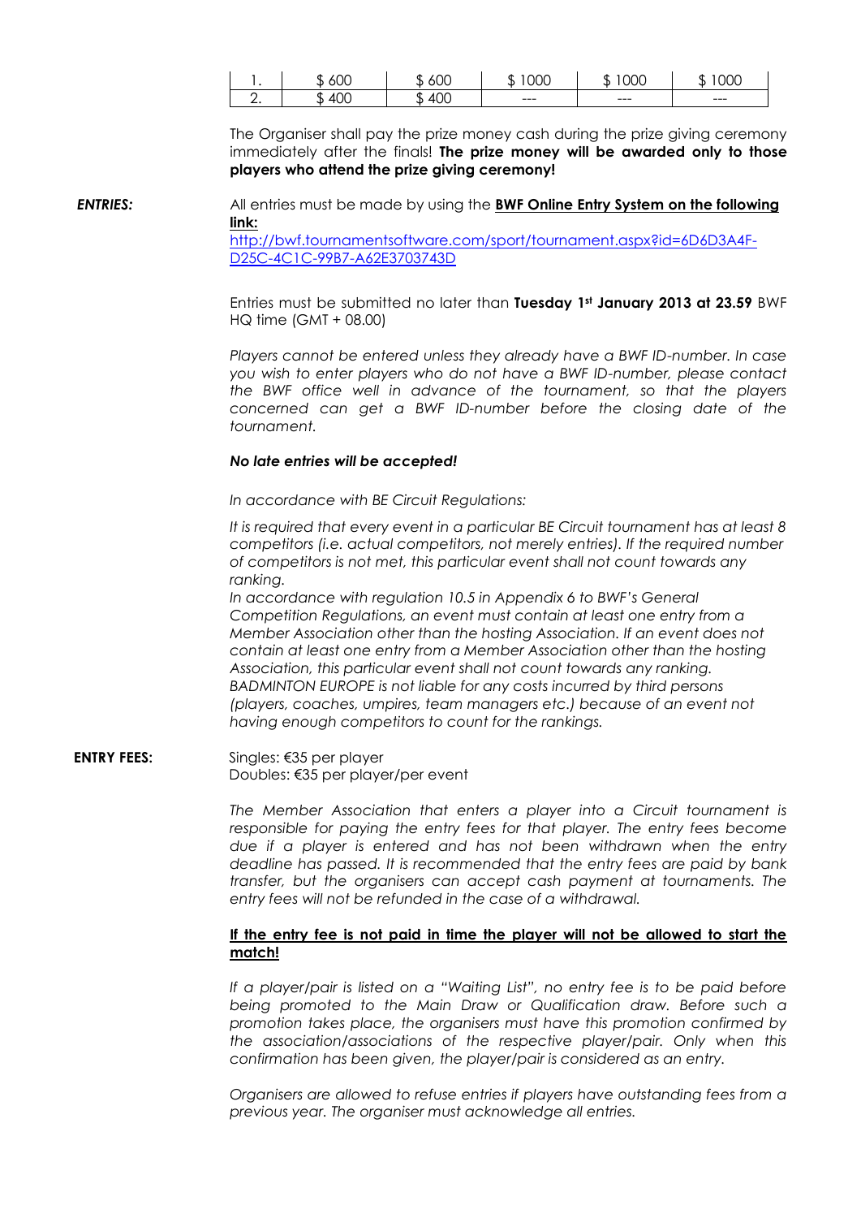| 1. | $ 600 | $ 600 | $ 1000 | $ 1000 | $ 1000 |
|---|---|---|---|---|---|
| 2. | $ 400 | $ 400 | --- | --- | --- |

The Organiser shall pay the prize money cash during the prize giving ceremony immediately after the finals! **The prize money will be awarded only to those players who attend the prize giving ceremony!**

***ENTRIES:***

All entries must be made by using the **BWF Online Entry System on the following link:**
http://bwf.tournamentsoftware.com/sport/tournament.aspx?id=6D6D3A4F-D25C-4C1C-99B7-A62E3703743D

Entries must be submitted no later than **Tuesday 1st January 2013 at 23.59** BWF HQ time (GMT + 08.00)

*Players cannot be entered unless they already have a BWF ID-number. In case you wish to enter players who do not have a BWF ID-number, please contact the BWF office well in advance of the tournament, so that the players concerned can get a BWF ID-number before the closing date of the tournament.*

***No late entries will be accepted!***

*In accordance with BE Circuit Regulations:*

*It is required that every event in a particular BE Circuit tournament has at least 8 competitors (i.e. actual competitors, not merely entries). If the required number of competitors is not met, this particular event shall not count towards any ranking.*
*In accordance with regulation 10.5 in Appendix 6 to BWF's General Competition Regulations, an event must contain at least one entry from a Member Association other than the hosting Association. If an event does not contain at least one entry from a Member Association other than the hosting Association, this particular event shall not count towards any ranking.*
*BADMINTON EUROPE is not liable for any costs incurred by third persons (players, coaches, umpires, team managers etc.) because of an event not having enough competitors to count for the rankings.*

**ENTRY FEES:**

Singles: €35 per player
Doubles: €35 per player/per event

*The Member Association that enters a player into a Circuit tournament is responsible for paying the entry fees for that player. The entry fees become due if a player is entered and has not been withdrawn when the entry deadline has passed. It is recommended that the entry fees are paid by bank transfer, but the organisers can accept cash payment at tournaments. The entry fees will not be refunded in the case of a withdrawal.*

**If the entry fee is not paid in time the player will not be allowed to start the match!**

*If a player/pair is listed on a "Waiting List", no entry fee is to be paid before being promoted to the Main Draw or Qualification draw. Before such a promotion takes place, the organisers must have this promotion confirmed by the association/associations of the respective player/pair. Only when this confirmation has been given, the player/pair is considered as an entry.*

*Organisers are allowed to refuse entries if players have outstanding fees from a previous year. The organiser must acknowledge all entries.*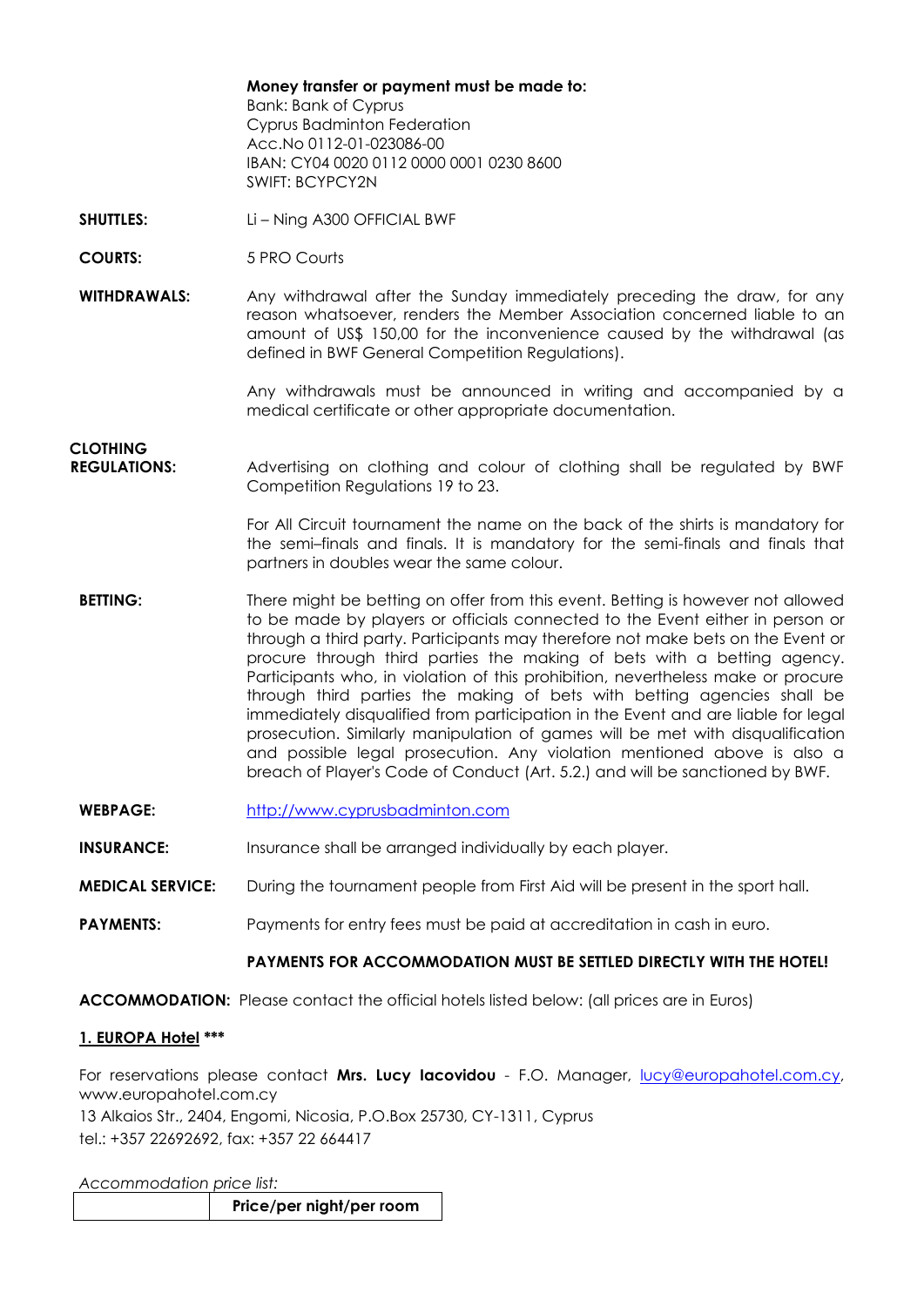**Money transfer or payment must be made to:**
Bank: Bank of Cyprus
Cyprus Badminton Federation
Acc.No 0112-01-023086-00
IBAN: CY04 0020 0112 0000 0001 0230 8600
SWIFT: BCYPCY2N

**SHUTTLES:** Li – Ning A300 OFFICIAL BWF

**COURTS:** 5 PRO Courts

**WITHDRAWALS:** Any withdrawal after the Sunday immediately preceding the draw, for any reason whatsoever, renders the Member Association concerned liable to an amount of US$ 150,00 for the inconvenience caused by the withdrawal (as defined in BWF General Competition Regulations).

Any withdrawals must be announced in writing and accompanied by a medical certificate or other appropriate documentation.

**CLOTHING REGULATIONS:** Advertising on clothing and colour of clothing shall be regulated by BWF Competition Regulations 19 to 23.

For All Circuit tournament the name on the back of the shirts is mandatory for the semi–finals and finals. It is mandatory for the semi-finals and finals that partners in doubles wear the same colour.

**BETTING:** There might be betting on offer from this event. Betting is however not allowed to be made by players or officials connected to the Event either in person or through a third party. Participants may therefore not make bets on the Event or procure through third parties the making of bets with a betting agency. Participants who, in violation of this prohibition, nevertheless make or procure through third parties the making of bets with betting agencies shall be immediately disqualified from participation in the Event and are liable for legal prosecution. Similarly manipulation of games will be met with disqualification and possible legal prosecution. Any violation mentioned above is also a breach of Player's Code of Conduct (Art. 5.2.) and will be sanctioned by BWF.

**WEBPAGE:** http://www.cyprusbadminton.com

**INSURANCE:** Insurance shall be arranged individually by each player.

**MEDICAL SERVICE:** During the tournament people from First Aid will be present in the sport hall.

**PAYMENTS:** Payments for entry fees must be paid at accreditation in cash in euro.

**PAYMENTS FOR ACCOMMODATION MUST BE SETTLED DIRECTLY WITH THE HOTEL!**

**ACCOMMODATION:** Please contact the official hotels listed below: (all prices are in Euros)

**1. EUROPA Hotel \*\*\***

For reservations please contact **Mrs. Lucy Iacovidou** - F.O. Manager, lucy@europahotel.com.cy, www.europahotel.com.cy
13 Alkaios Str., 2404, Engomi, Nicosia, P.O.Box 25730, CY-1311, Cyprus
tel.: +357 22692692, fax: +357 22 664417

*Accommodation price list:*

| | Price/per night/per room |
|---|---|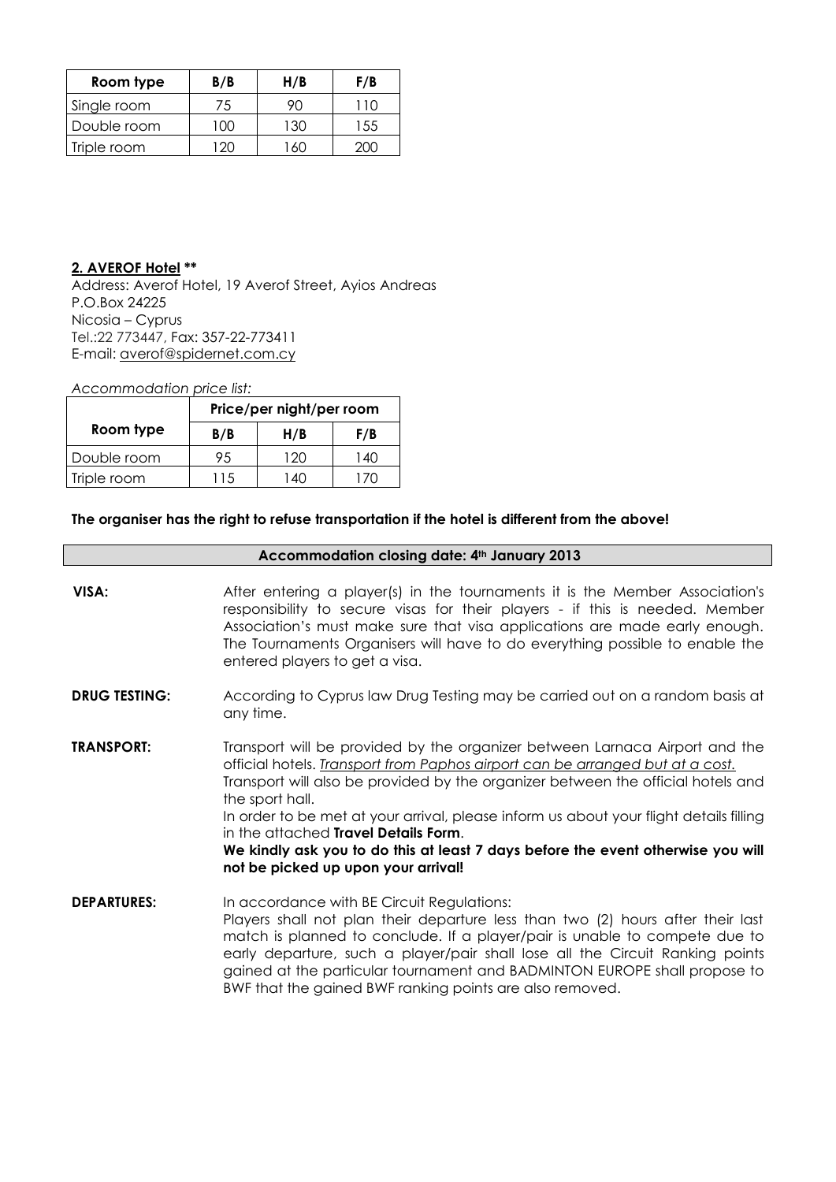| Room type | B/B | H/B | F/B |
|---|---|---|---|
| Single room | 75 | 90 | 110 |
| Double room | 100 | 130 | 155 |
| Triple room | 120 | 160 | 200 |

**2. AVEROF Hotel \*\***

Address: Averof Hotel, 19 Averof Street, Ayios Andreas
P.O.Box 24225
Nicosia – Cyprus
Tel.:22 773447, Fax: 357-22-773411
E-mail: averof@spidernet.com.cy

*Accommodation price list:*

| | Price/per night/per room | | |
|---|---|---|---|
| Room type | B/B | H/B | F/B |
| Double room | 95 | 120 | 140 |
| Triple room | 115 | 140 | 170 |

**The organiser has the right to refuse transportation if the hotel is different from the above!**

**Accommodation closing date: 4th January 2013**

**VISA:** After entering a player(s) in the tournaments it is the Member Association's responsibility to secure visas for their players - if this is needed. Member Association's must make sure that visa applications are made early enough. The Tournaments Organisers will have to do everything possible to enable the entered players to get a visa.

**DRUG TESTING:** According to Cyprus law Drug Testing may be carried out on a random basis at any time.

**TRANSPORT:** Transport will be provided by the organizer between Larnaca Airport and the official hotels. *Transport from Paphos airport can be arranged but at a cost.*
Transport will also be provided by the organizer between the official hotels and the sport hall.
In order to be met at your arrival, please inform us about your flight details filling in the attached **Travel Details Form**.
**We kindly ask you to do this at least 7 days before the event otherwise you will not be picked up upon your arrival!**

**DEPARTURES:** In accordance with BE Circuit Regulations:
Players shall not plan their departure less than two (2) hours after their last match is planned to conclude. If a player/pair is unable to compete due to early departure, such a player/pair shall lose all the Circuit Ranking points gained at the particular tournament and BADMINTON EUROPE shall propose to BWF that the gained BWF ranking points are also removed.